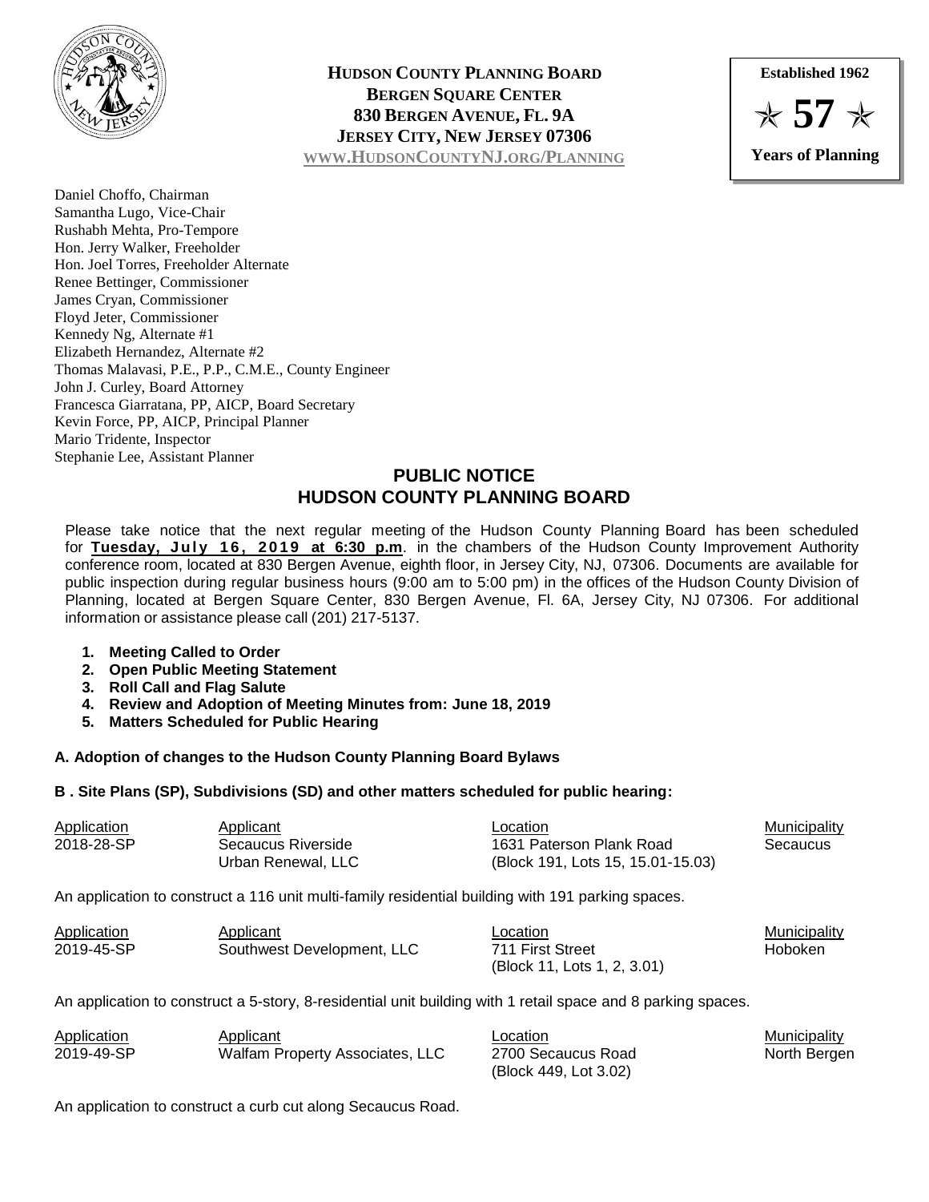**HUDSON COUNTY PLANNING BOARD**
**BERGEN SQUARE CENTER**
**830 BERGEN AVENUE, FL. 9A**
**JERSEY CITY, NEW JERSEY 07306**
**WWW.HUDSONCOUNTYNJ.ORG/PLANNING**

**Established 1962**
**★ 57 ★**
**Years of Planning**

Daniel Choffo, Chairman
Samantha Lugo, Vice-Chair
Rushabh Mehta, Pro-Tempore
Hon. Jerry Walker, Freeholder
Hon. Joel Torres, Freeholder Alternate
Renee Bettinger, Commissioner
James Cryan, Commissioner
Floyd Jeter, Commissioner
Kennedy Ng, Alternate #1
Elizabeth Hernandez, Alternate #2
Thomas Malavasi, P.E., P.P., C.M.E., County Engineer
John J. Curley, Board Attorney
Francesca Giarratana, PP, AICP, Board Secretary
Kevin Force, PP, AICP, Principal Planner
Mario Tridente, Inspector
Stephanie Lee, Assistant Planner

# PUBLIC NOTICE
## HUDSON COUNTY PLANNING BOARD

Please take notice that the next regular meeting of the Hudson County Planning Board has been scheduled for **Tuesday, July 16, 2019 at 6:30 p.m**. in the chambers of the Hudson County Improvement Authority conference room, located at 830 Bergen Avenue, eighth floor, in Jersey City, NJ, 07306. Documents are available for public inspection during regular business hours (9:00 am to 5:00 pm) in the offices of the Hudson County Division of Planning, located at Bergen Square Center, 830 Bergen Avenue, Fl. 6A, Jersey City, NJ 07306. For additional information or assistance please call (201) 217-5137.

1. **Meeting Called to Order**
2. **Open Public Meeting Statement**
3. **Roll Call and Flag Salute**
4. **Review and Adoption of Meeting Minutes from: June 18, 2019**
5. **Matters Scheduled for Public Hearing**

**A. Adoption of changes to the Hudson County Planning Board Bylaws**

**B . Site Plans (SP), Subdivisions (SD) and other matters scheduled for public hearing:**

| Application | Applicant | Location | Municipality |
|---|---|---|---|
| 2018-28-SP | Secaucus Riverside Urban Renewal, LLC | 1631 Paterson Plank Road (Block 191, Lots 15, 15.01-15.03) | Secaucus |

An application to construct a 116 unit multi-family residential building with 191 parking spaces.

| Application | Applicant | Location | Municipality |
|---|---|---|---|
| 2019-45-SP | Southwest Development, LLC | 711 First Street (Block 11, Lots 1, 2, 3.01) | Hoboken |

An application to construct a 5-story, 8-residential unit building with 1 retail space and 8 parking spaces.

| Application | Applicant | Location | Municipality |
|---|---|---|---|
| 2019-49-SP | Walfam Property Associates, LLC | 2700 Secaucus Road (Block 449, Lot 3.02) | North Bergen |

An application to construct a curb cut along Secaucus Road.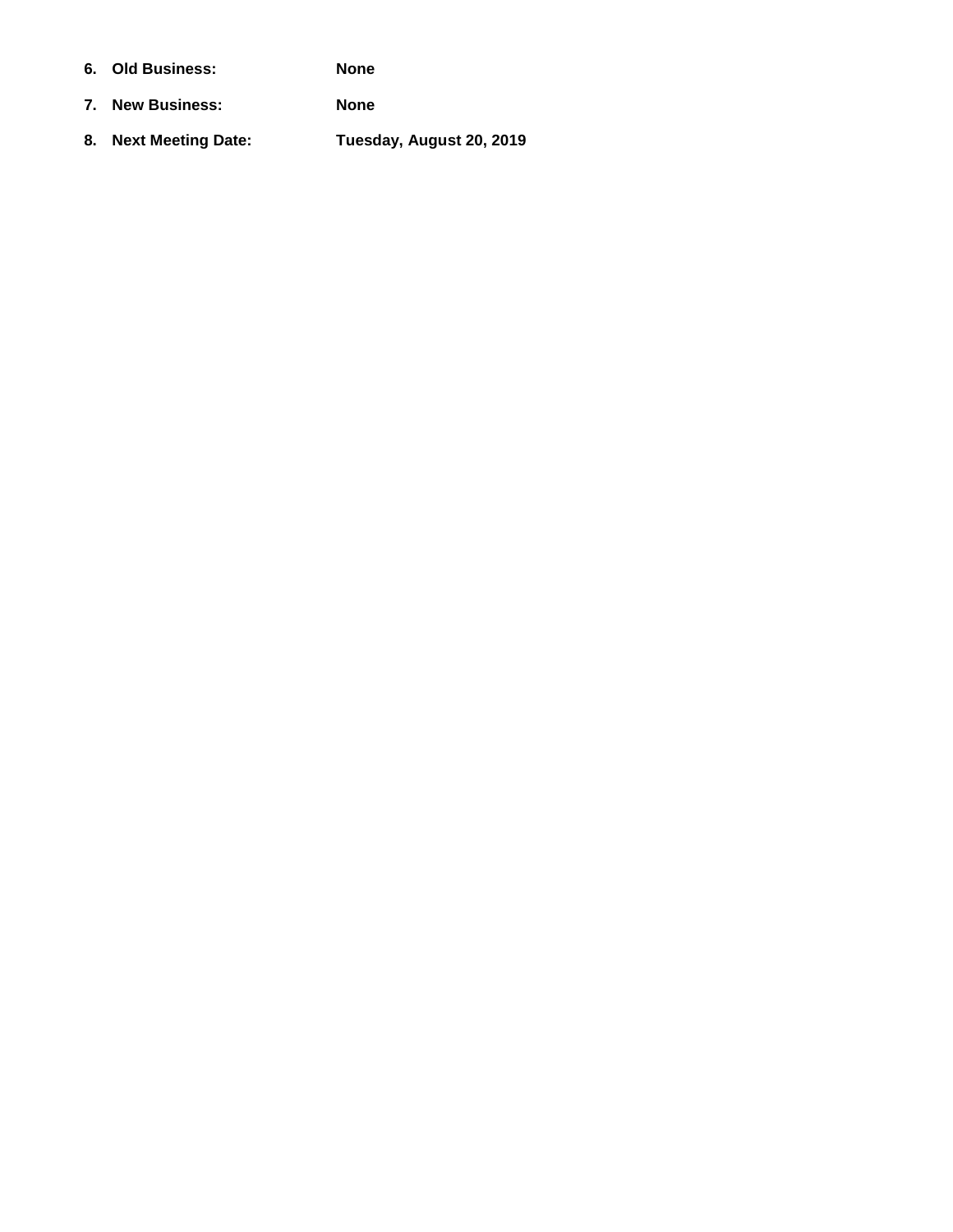6. **Old Business:** **None**

7. **New Business:** **None**

8. **Next Meeting Date:** **Tuesday, August 20, 2019**